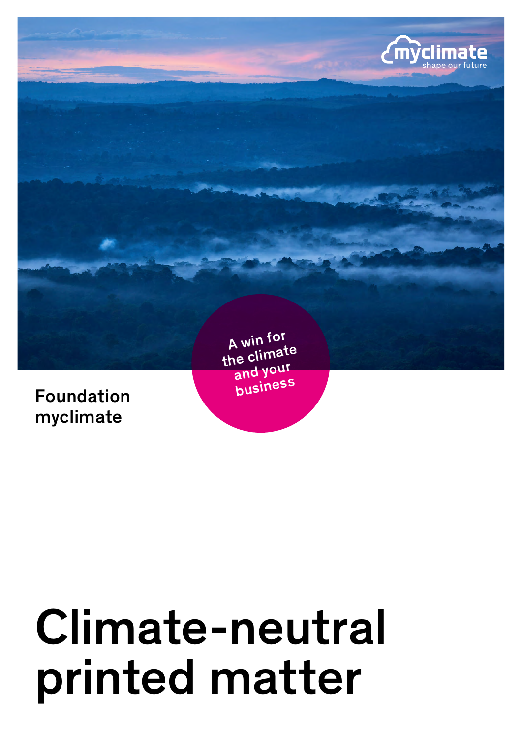myclimate
shape our future

A win for the climate and your business

Foundation myclimate

# Climate-neutral printed matter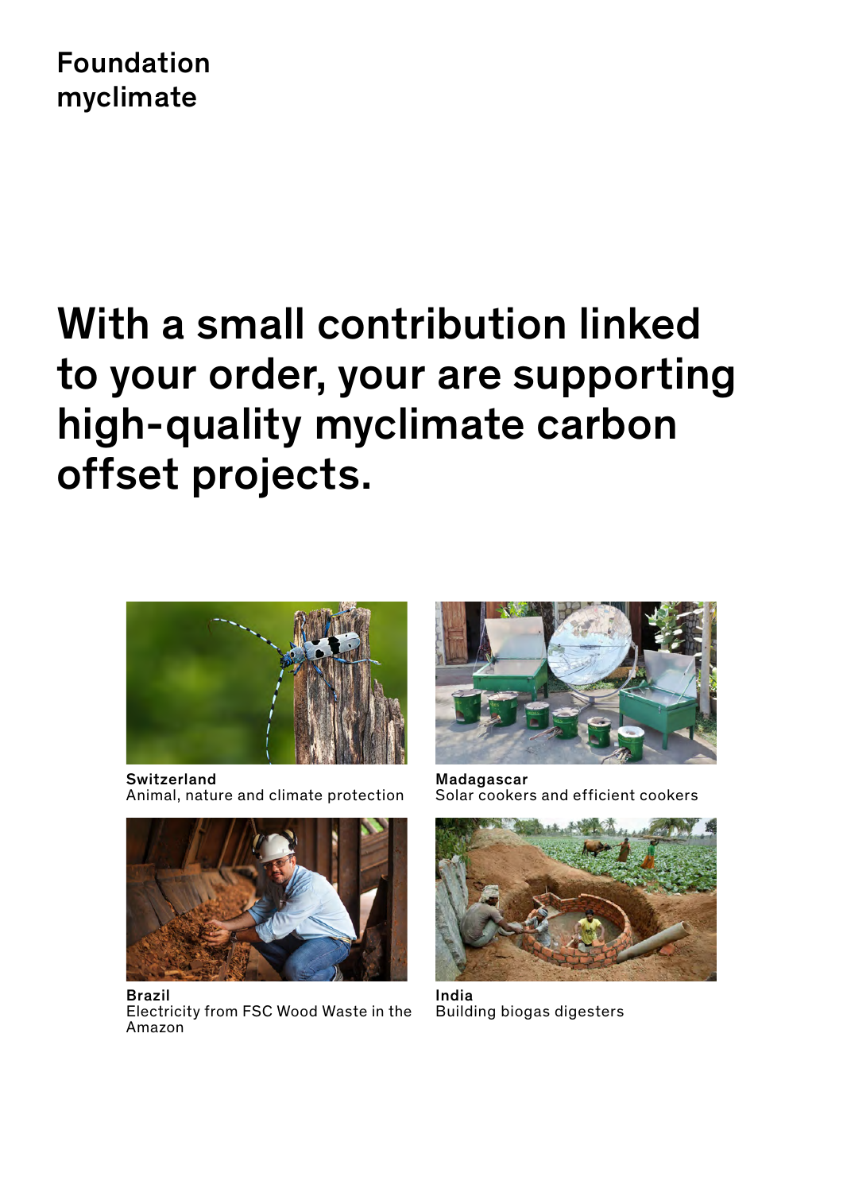Foundation
myclimate

# With a small contribution linked to your order, your are supporting high-quality myclimate carbon offset projects.

**Switzerland**
Animal, nature and climate protection

**Madagascar**
Solar cookers and efficient cookers

**Brazil**
Electricity from FSC Wood Waste in the Amazon

**India**
Building biogas digesters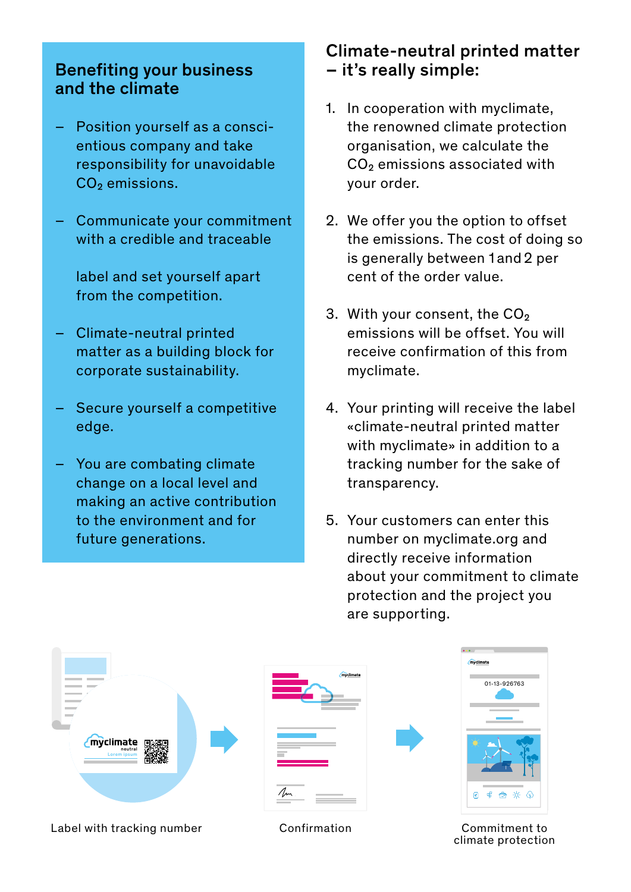## Benefiting your business and the climate

- Position yourself as a conscientious company and take responsibility for unavoidable $CO_2$ emissions.
- Communicate your commitment with a credible and traceable

  label and set yourself apart from the competition.
- Climate-neutral printed matter as a building block for corporate sustainability.
- Secure yourself a competitive edge.
- You are combating climate change on a local level and making an active contribution to the environment and for future generations.

## Climate-neutral printed matter – it's really simple:

1. In cooperation with myclimate, the renowned climate protection organisation, we calculate the $CO_2$ emissions associated with your order.
2. We offer you the option to offset the emissions. The cost of doing so is generally between 1 and 2 per cent of the order value.
3. With your consent, the $CO_2$ emissions will be offset. You will receive confirmation of this from myclimate.
4. Your printing will receive the label «climate-neutral printed matter with myclimate» in addition to a tracking number for the sake of transparency.
5. Your customers can enter this number on myclimate.org and directly receive information about your commitment to climate protection and the project you are supporting.

Label with tracking number

Confirmation

Commitment to climate protection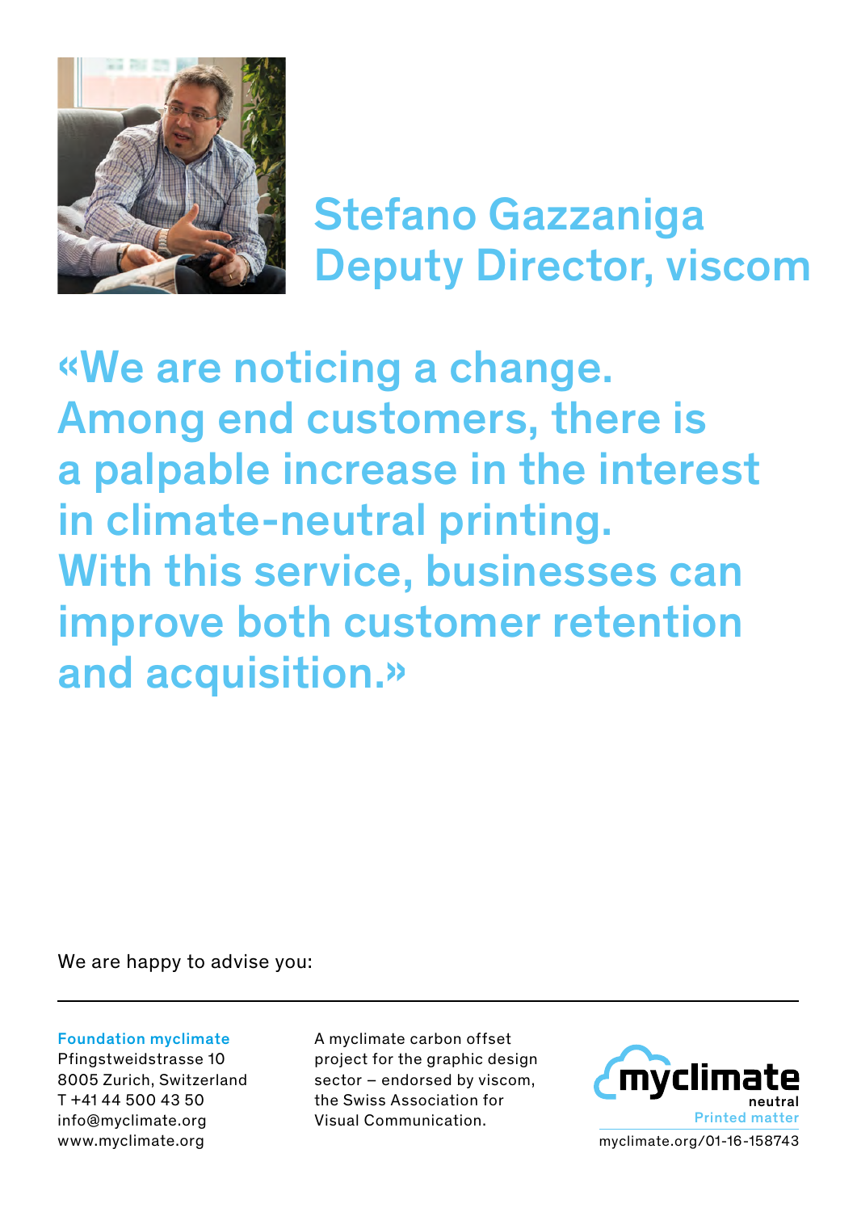## Stefano Gazzaniga
## Deputy Director, viscom

«We are noticing a change. Among end customers, there is a palpable increase in the interest in climate-neutral printing. With this service, businesses can improve both customer retention and acquisition.»

We are happy to advise you:

---

**Foundation myclimate**
Pfingstweidstrasse 10
8005 Zurich, Switzerland
T +41 44 500 43 50
info@myclimate.org
www.myclimate.org

A myclimate carbon offset project for the graphic design sector – endorsed by viscom, the Swiss Association for Visual Communication.

myclimate
neutral
Printed matter
myclimate.org/01-16-158743